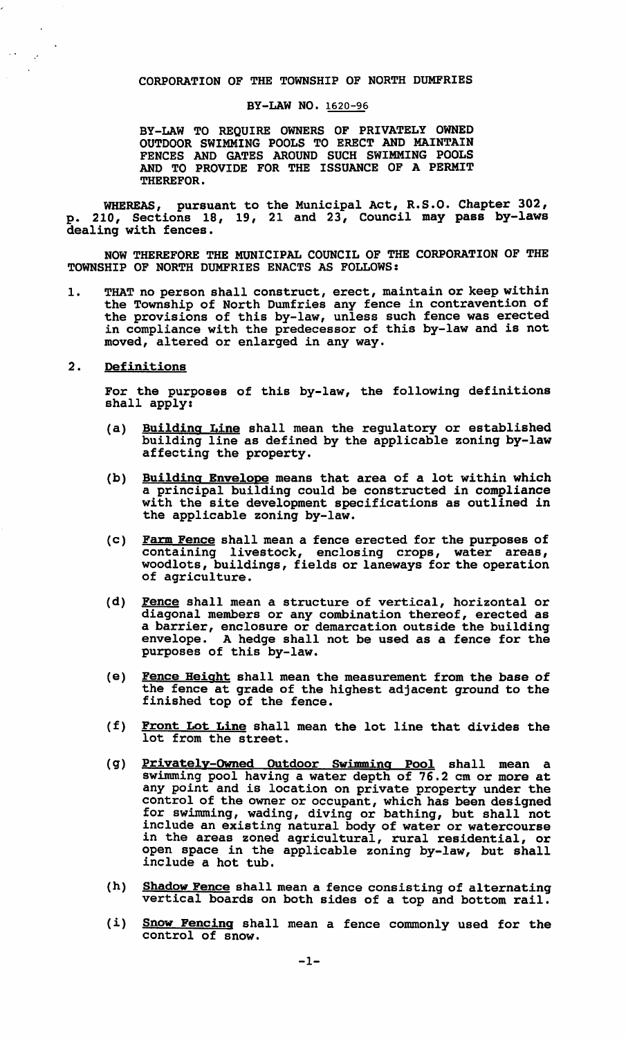CORPORATION OF THE TOWNSHIP OF NORTH DUMFRIES

BY-LAW NO. 1620-96

BY-LAW TO REQUIRE OWNERS OF PRIVATELY OWNED OUTDOOR SWIMMING POOLS TO ERECT AND MAINTAIN FENCES AND GATES AROUND SUCH SWIMMING POOLS AND TO PROVIDE FOR THE ISSUANCE OF A PERMIT THEREFOR.

WHEREAS, pursuant to the Municipal Act, R.S.O. Chapter 302, p. 210, Sections 18, 19, 21 and 23, Council may pass by-laws dealing with fences.

NOW THEREFORE THE MUNICIPAL COUNCIL OF THE CORPORATION OF THE TOWNSHIP OF NORTH DUMFRIES ENACTS AS FOLLOWS:

1. THAT no person shall construct, erect, maintain or keep within the Township of North Dumfries any fence in contravention of the provisions of this by-law, unless such fence was erected in compliance with the predecessor of this by-law and is not moved, altered or enlarged in any way.

2. <u>Definitions</u>

   For the purposes of this by-law, the following definitions shall apply:

   (a) <u>Building Line</u> shall mean the regulatory or established building line as defined by the applicable zoning by-law affecting the property.

   (b) <u>Building Envelope</u> means that area of a lot within which a principal building could be constructed in compliance with the site development specifications as outlined in the applicable zoning by-law.

   (c) <u>Farm Fence</u> shall mean a fence erected for the purposes of containing livestock, enclosing crops, water areas, woodlots, buildings, fields or laneways for the operation of agriculture.

   (d) <u>Fence</u> shall mean a structure of vertical, horizontal or diagonal members or any combination thereof, erected as a barrier, enclosure or demarcation outside the building envelope. A hedge shall not be used as a fence for the purposes of this by-law.

   (e) <u>Fence Height</u> shall mean the measurement from the base of the fence at grade of the highest adjacent ground to the finished top of the fence.

   (f) <u>Front Lot Line</u> shall mean the lot line that divides the lot from the street.

   (g) <u>Privately-Owned Outdoor Swimming Pool</u> shall mean a swimming pool having a water depth of 76.2 cm or more at any point and is location on private property under the control of the owner or occupant, which has been designed for swimming, wading, diving or bathing, but shall not include an existing natural body of water or watercourse in the areas zoned agricultural, rural residential, or open space in the applicable zoning by-law, but shall include a hot tub.

   (h) <u>Shadow Fence</u> shall mean a fence consisting of alternating vertical boards on both sides of a top and bottom rail.

   (i) <u>Snow Fencing</u> shall mean a fence commonly used for the control of snow.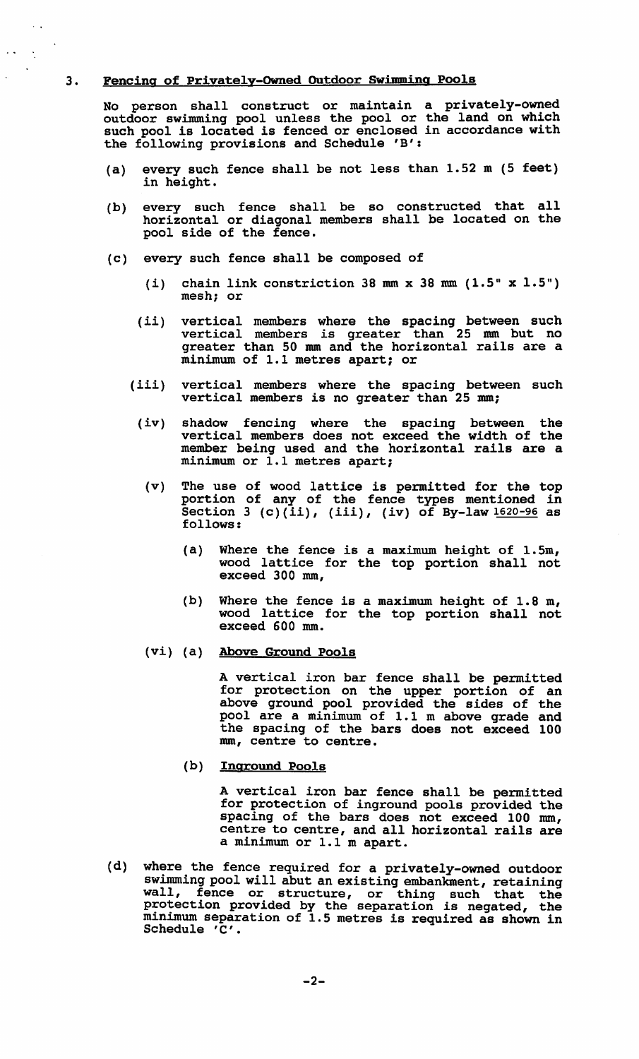## 3. <u>Fencing of Privately-Owned Outdoor Swimming Pools</u>

No person shall construct or maintain a privately-owned outdoor swimming pool unless the pool or the land on which such pool is located is fenced or enclosed in accordance with the following provisions and Schedule 'B':

(a) every such fence shall be not less than 1.52 m (5 feet) in height.

(b) every such fence shall be so constructed that all horizontal or diagonal members shall be located on the pool side of the fence.

(c) every such fence shall be composed of

  (i) chain link constriction 38 mm x 38 mm (1.5" x 1.5") mesh; or

  (ii) vertical members where the spacing between such vertical members is greater than 25 mm but no greater than 50 mm and the horizontal rails are a minimum of 1.1 metres apart; or

  (iii) vertical members where the spacing between such vertical members is no greater than 25 mm;

  (iv) shadow fencing where the spacing between the vertical members does not exceed the width of the member being used and the horizontal rails are a minimum or 1.1 metres apart;

  (v) The use of wood lattice is permitted for the top portion of any of the fence types mentioned in Section 3 (c)(ii), (iii), (iv) of By-law <u>1620-96</u> as follows:

    (a) Where the fence is a maximum height of 1.5m, wood lattice for the top portion shall not exceed 300 mm,

    (b) Where the fence is a maximum height of 1.8 m, wood lattice for the top portion shall not exceed 600 mm.

  (vi) (a) <u>Above Ground Pools</u>

    A vertical iron bar fence shall be permitted for protection on the upper portion of an above ground pool provided the sides of the pool are a minimum of 1.1 m above grade and the spacing of the bars does not exceed 100 mm, centre to centre.

    (b) <u>Inground Pools</u>

    A vertical iron bar fence shall be permitted for protection of inground pools provided the spacing of the bars does not exceed 100 mm, centre to centre, and all horizontal rails are a minimum or 1.1 m apart.

(d) where the fence required for a privately-owned outdoor swimming pool will abut an existing embankment, retaining wall, fence or structure, or thing such that the protection provided by the separation is negated, the minimum separation of 1.5 metres is required as shown in Schedule 'C'.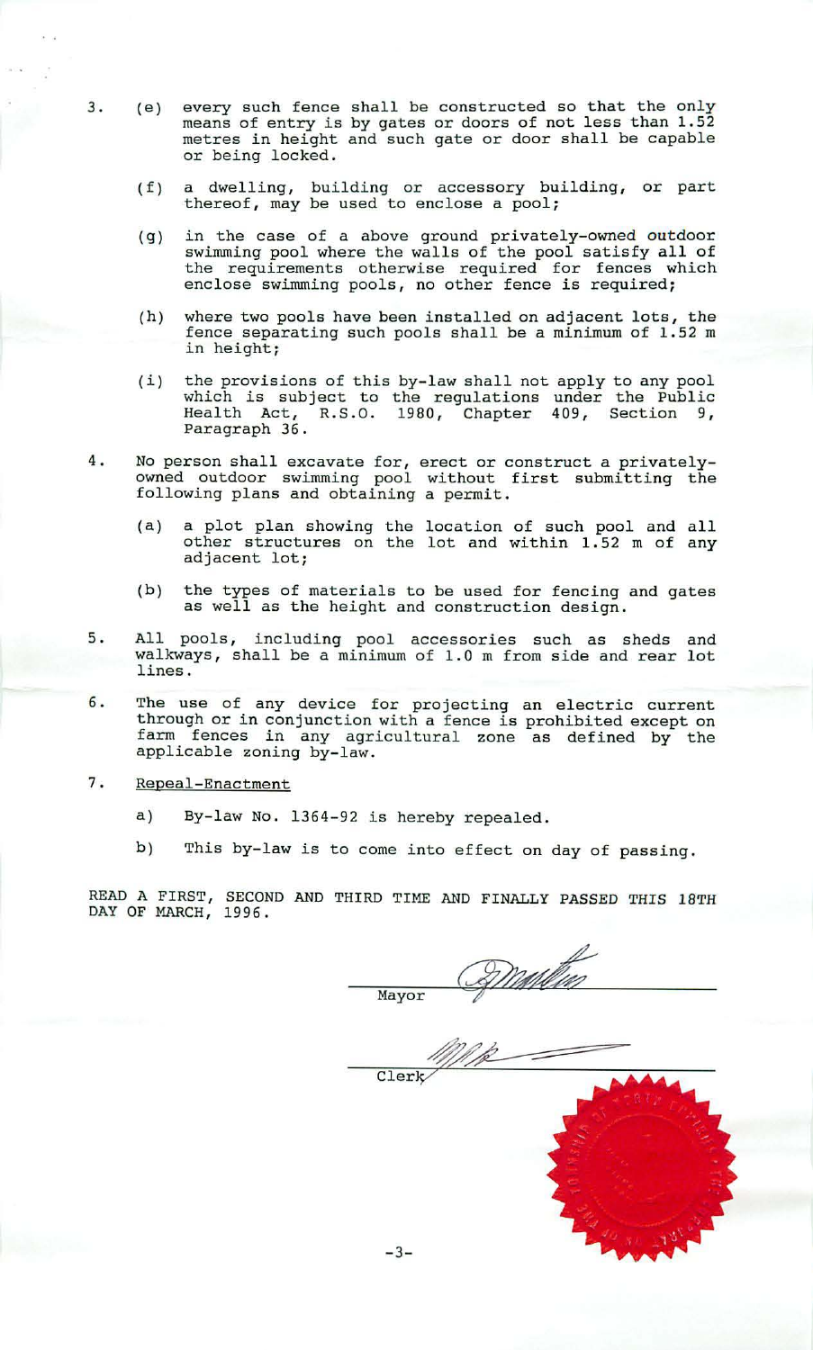3. (e) every such fence shall be constructed so that the only means of entry is by gates or doors of not less than 1.52 metres in height and such gate or door shall be capable or being locked.

   (f) a dwelling, building or accessory building, or part thereof, may be used to enclose a pool;

   (g) in the case of a above ground privately-owned outdoor swimming pool where the walls of the pool satisfy all of the requirements otherwise required for fences which enclose swimming pools, no other fence is required;

   (h) where two pools have been installed on adjacent lots, the fence separating such pools shall be a minimum of 1.52 m in height;

   (i) the provisions of this by-law shall not apply to any pool which is subject to the regulations under the Public Health Act, R.S.O. 1980, Chapter 409, Section 9, Paragraph 36.

4. No person shall excavate for, erect or construct a privately-owned outdoor swimming pool without first submitting the following plans and obtaining a permit.

   (a) a plot plan showing the location of such pool and all other structures on the lot and within 1.52 m of any adjacent lot;

   (b) the types of materials to be used for fencing and gates as well as the height and construction design.

5. All pools, including pool accessories such as sheds and walkways, shall be a minimum of 1.0 m from side and rear lot lines.

6. The use of any device for projecting an electric current through or in conjunction with a fence is prohibited except on farm fences in any agricultural zone as defined by the applicable zoning by-law.

7. Repeal-Enactment

   a) By-law No. 1364-92 is hereby repealed.

   b) This by-law is to come into effect on day of passing.

READ A FIRST, SECOND AND THIRD TIME AND FINALLY PASSED THIS 18TH DAY OF MARCH, 1996.

Mayor

Clerk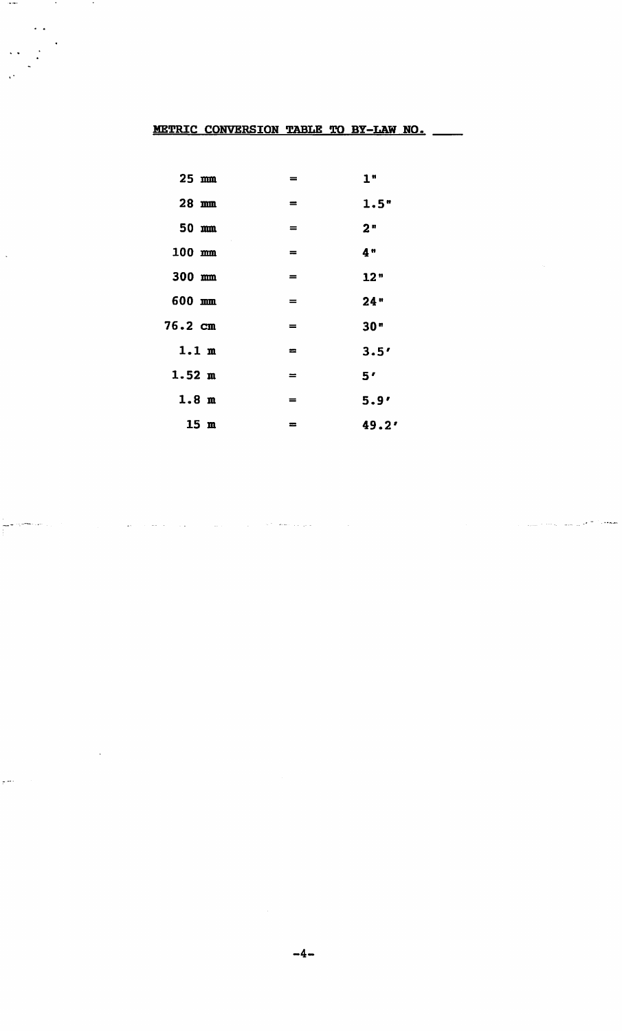## METRIC CONVERSION TABLE TO BY-LAW NO. ____

| Metric | | Imperial |
|---|---|---|
| 25 mm | = | 1" |
| 28 mm | = | 1.5" |
| 50 mm | = | 2" |
| 100 mm | = | 4" |
| 300 mm | = | 12" |
| 600 mm | = | 24" |
| 76.2 cm | = | 30" |
| 1.1 m | = | 3.5' |
| 1.52 m | = | 5' |
| 1.8 m | = | 5.9' |
| 15 m | = | 49.2' |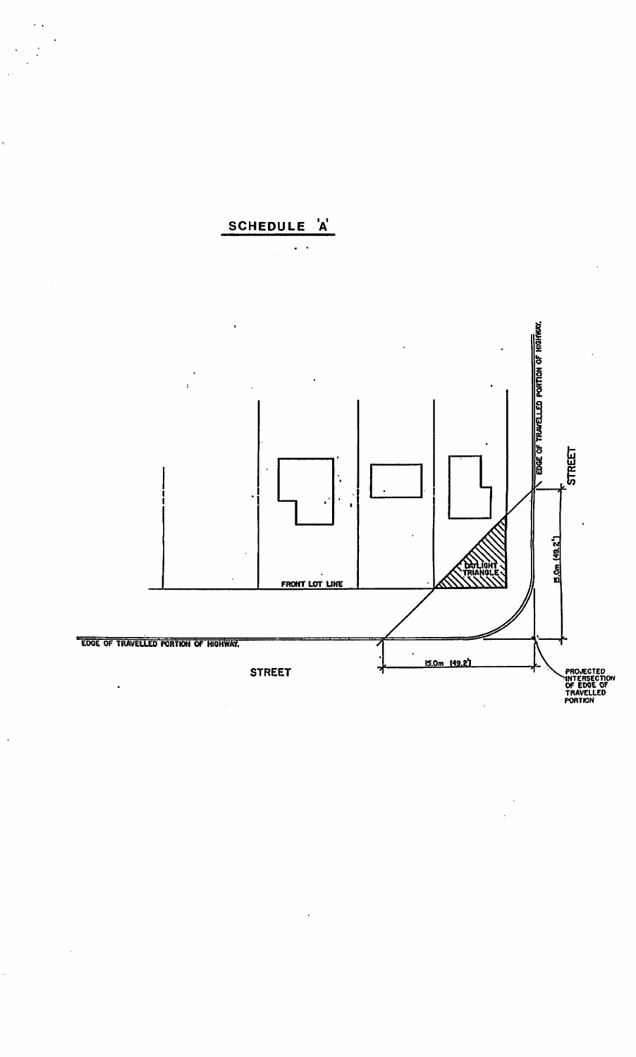## SCHEDULE 'A'

EDGE OF TRAVELLED PORTION OF HIGHWAY.

STREET

FRONT LOT LINE

DAYLIGHT TRIANGLE

15.0m (49.2')

EDGE OF TRAVELLED PORTION OF HIGHWAY.

STREET

15.0m (49.2')

PROJECTED INTERSECTION OF EDGE OF TRAVELLED PORTION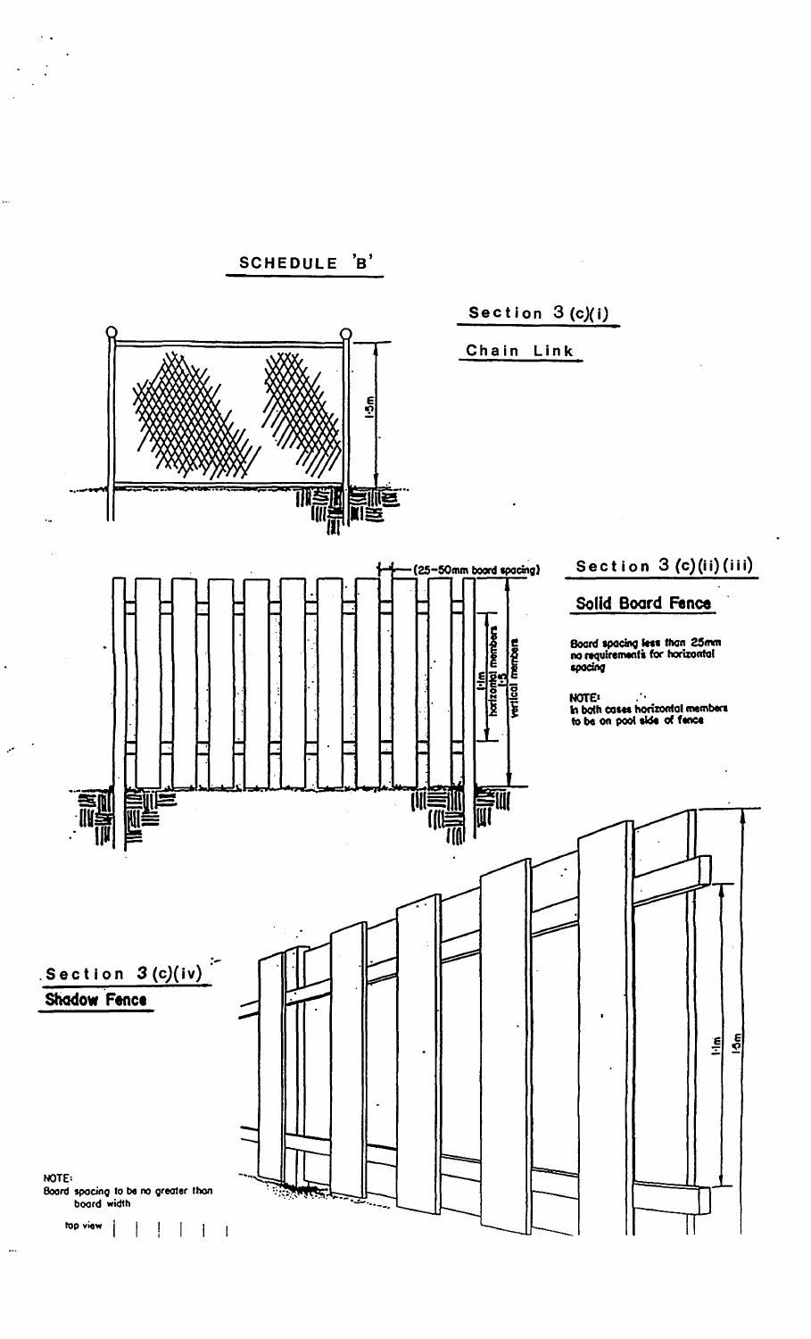# SCHEDULE 'B'

## Section 3 (c)(i)

### Chain Link

1·5m

## Section 3 (c)(ii)(iii)

### Solid Board Fence

(25–50mm board spacing)

1·1m horizontal members

1·5 vertical members

Board spacing less than 25mm no requirements for horizontal spacing

NOTE:
In both cases horizontal members to be on pool side of fence

## Section 3 (c)(iv)

### Shadow Fence

1·1m

1·5m

NOTE:
Board spacing to be no greater than board width

top view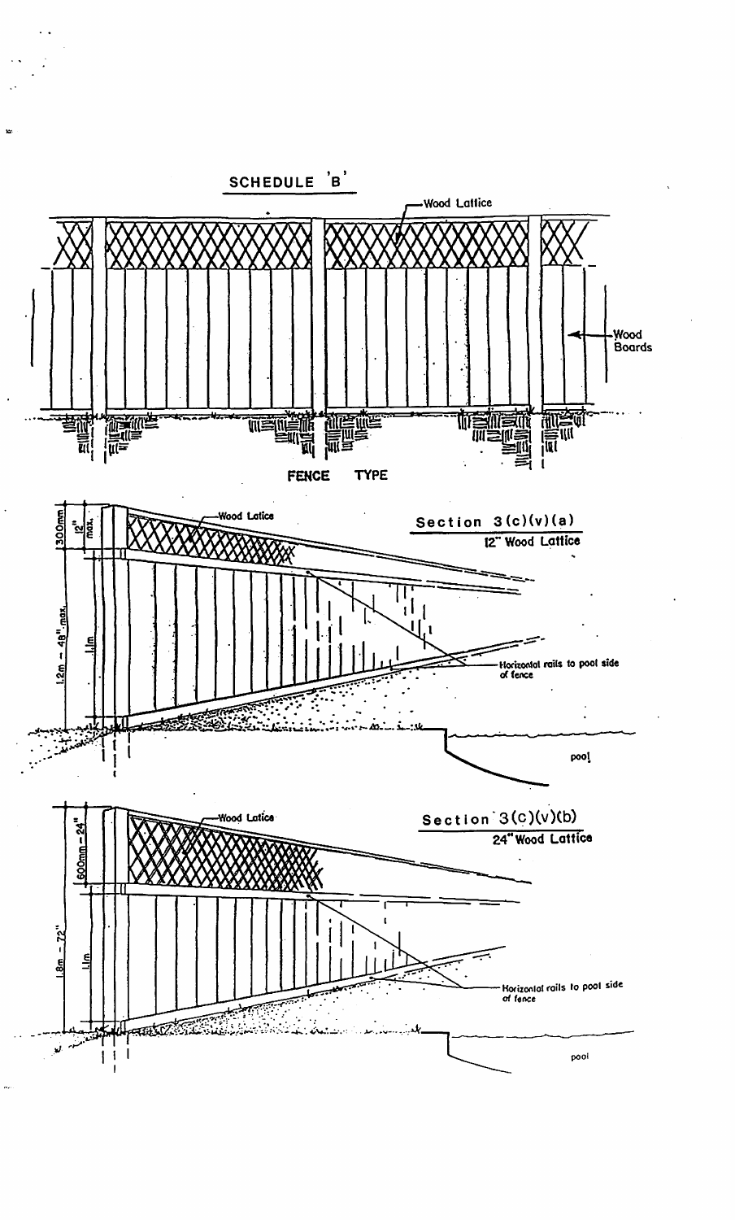# SCHEDULE 'B'

Wood Lattice

Wood Boards

FENCE TYPE

Section 3(c)(v)(a)

12" Wood Lattice

Wood Latice

300mm

12" max.

1.2m – 48" max.

1.1m

Horizontal rails to pool side of fence

pool

Section 3(c)(v)(b)

24" Wood Lattice

Wood Latice

600mm – 24"

1.8m – 72"

1.1m

Horizontal rails to pool side of fence

pool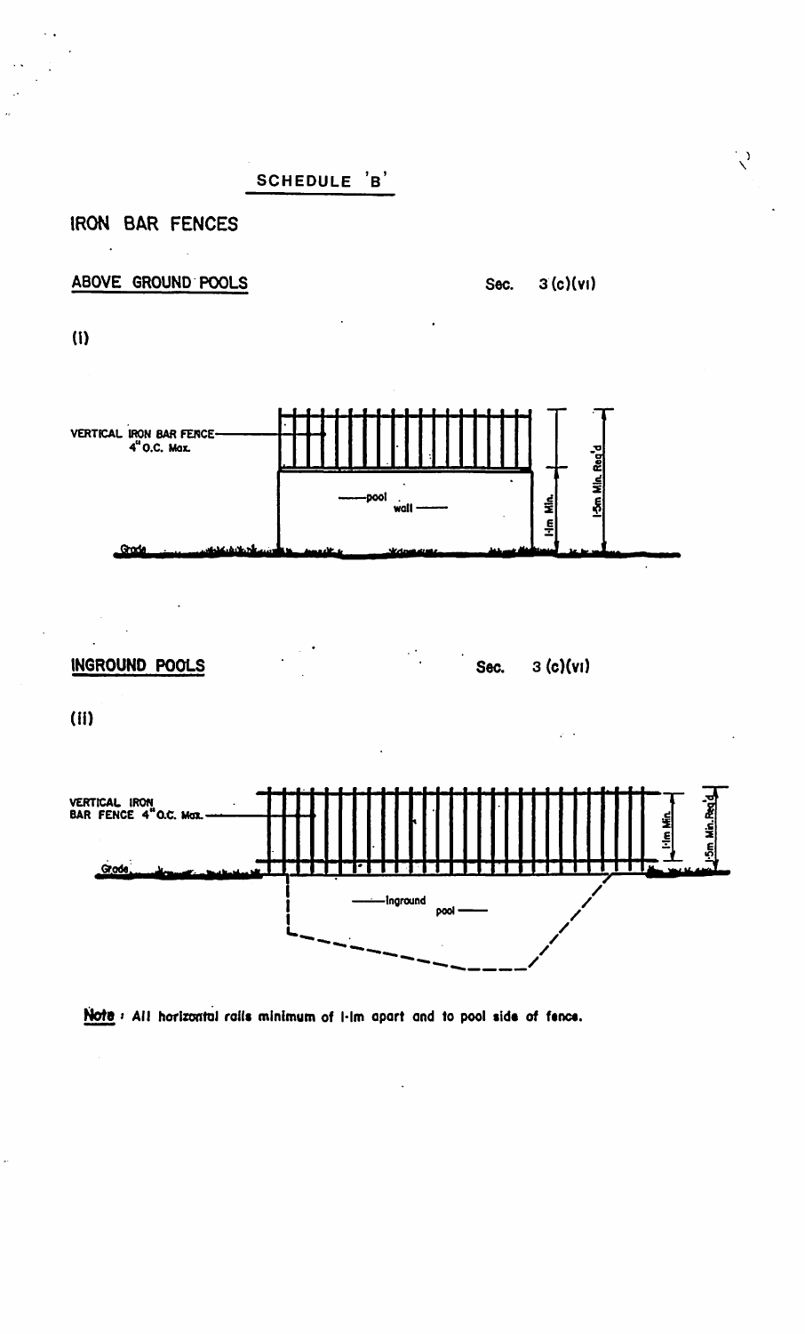# SCHEDULE 'B'

## IRON BAR FENCES

### ABOVE GROUND POOLS

Sec. 3 (c)(vi)

(i)

VERTICAL IRON BAR FENCE 4" O.C. Max.

pool wall

1·1m Min.

1·5m Min. Req'd

Grade

### INGROUND POOLS

Sec. 3 (c)(vi)

(ii)

VERTICAL IRON BAR FENCE 4" O.C. Max.

Grade

Inground pool

1·1m Min.

1·5m Min. Req'd

**Note** : All horizontal rails minimum of 1·1m apart and to pool side of fence.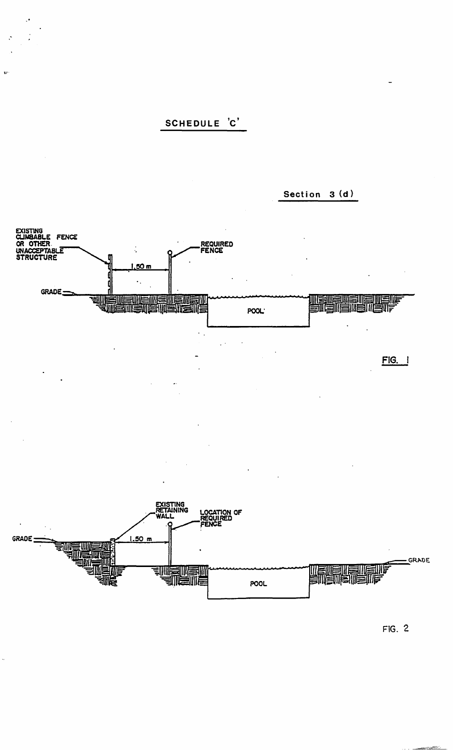## SCHEDULE 'C'

Section 3 (d)

EXISTING CLIMBABLE FENCE OR OTHER UNACCEPTABLE STRUCTURE

REQUIRED FENCE

1.50 m

GRADE

POOL

FIG. 1

EXISTING RETAINING WALL

LOCATION OF REQUIRED FENCE

GRADE

1.50 m

GRADE

POOL

FIG. 2